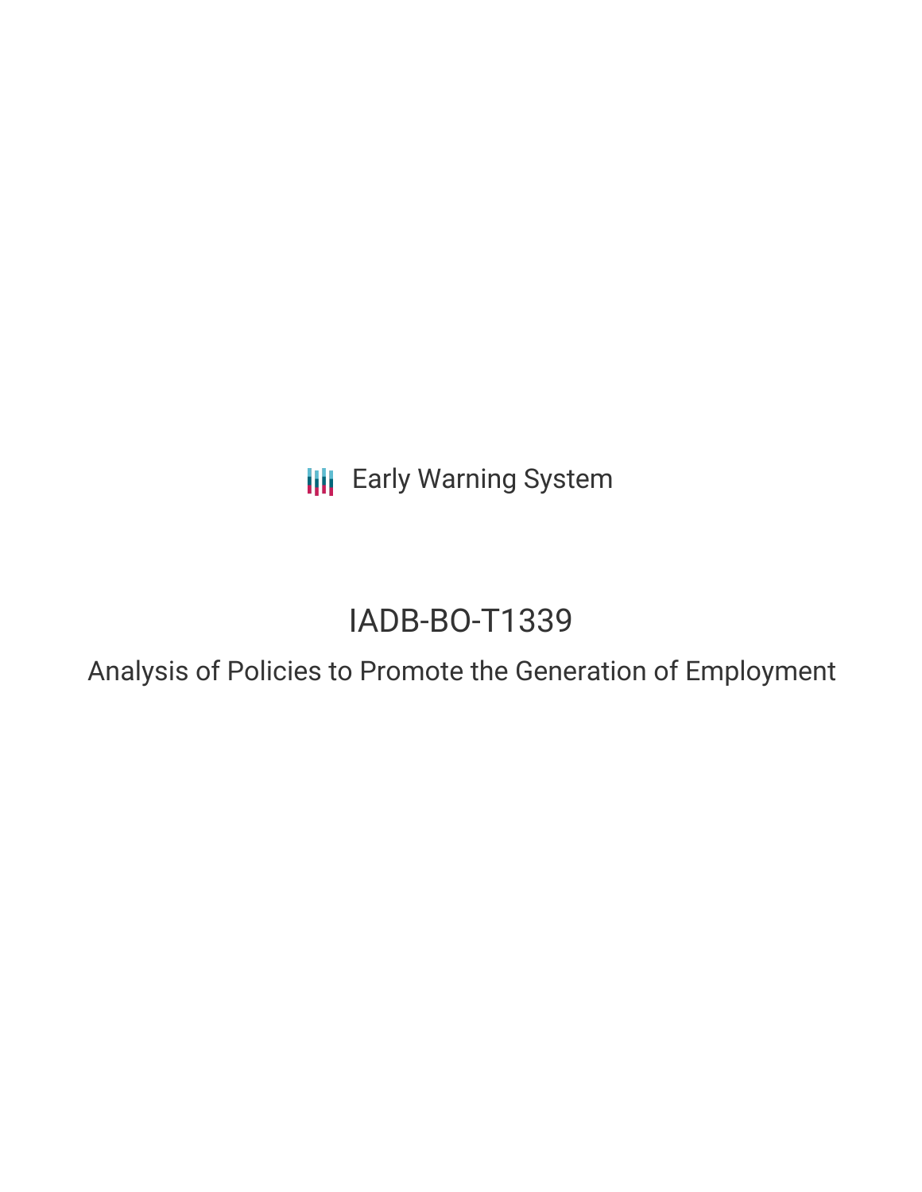Early Warning System

# IADB-BO-T1339

## Analysis of Policies to Promote the Generation of Employment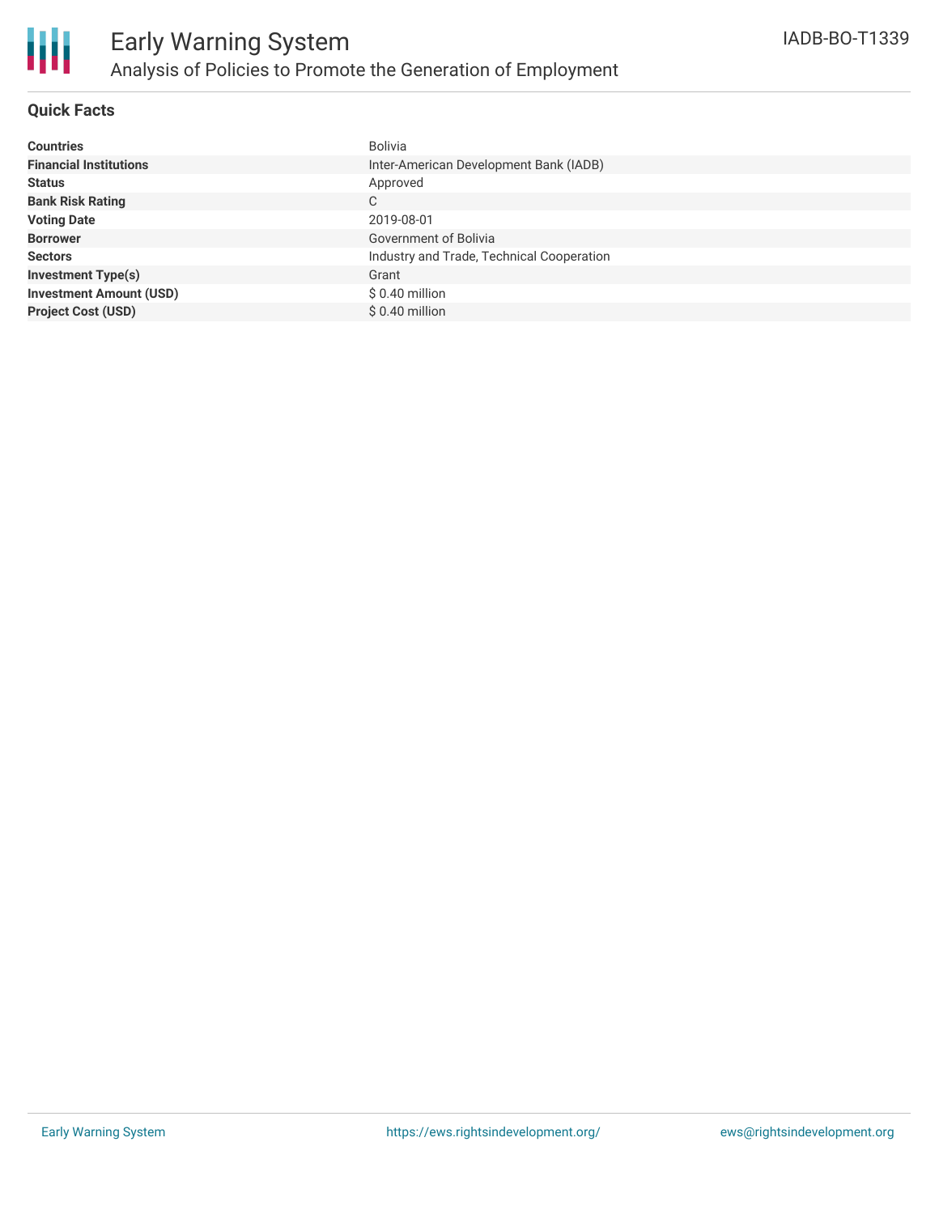# Early Warning System

## Analysis of Policies to Promote the Generation of Employment

IADB-BO-T1339

### Quick Facts

| | |
|---|---|
| **Countries** | Bolivia |
| **Financial Institutions** | Inter-American Development Bank (IADB) |
| **Status** | Approved |
| **Bank Risk Rating** | C |
| **Voting Date** | 2019-08-01 |
| **Borrower** | Government of Bolivia |
| **Sectors** | Industry and Trade, Technical Cooperation |
| **Investment Type(s)** | Grant |
| **Investment Amount (USD)** | $ 0.40 million |
| **Project Cost (USD)** | $ 0.40 million |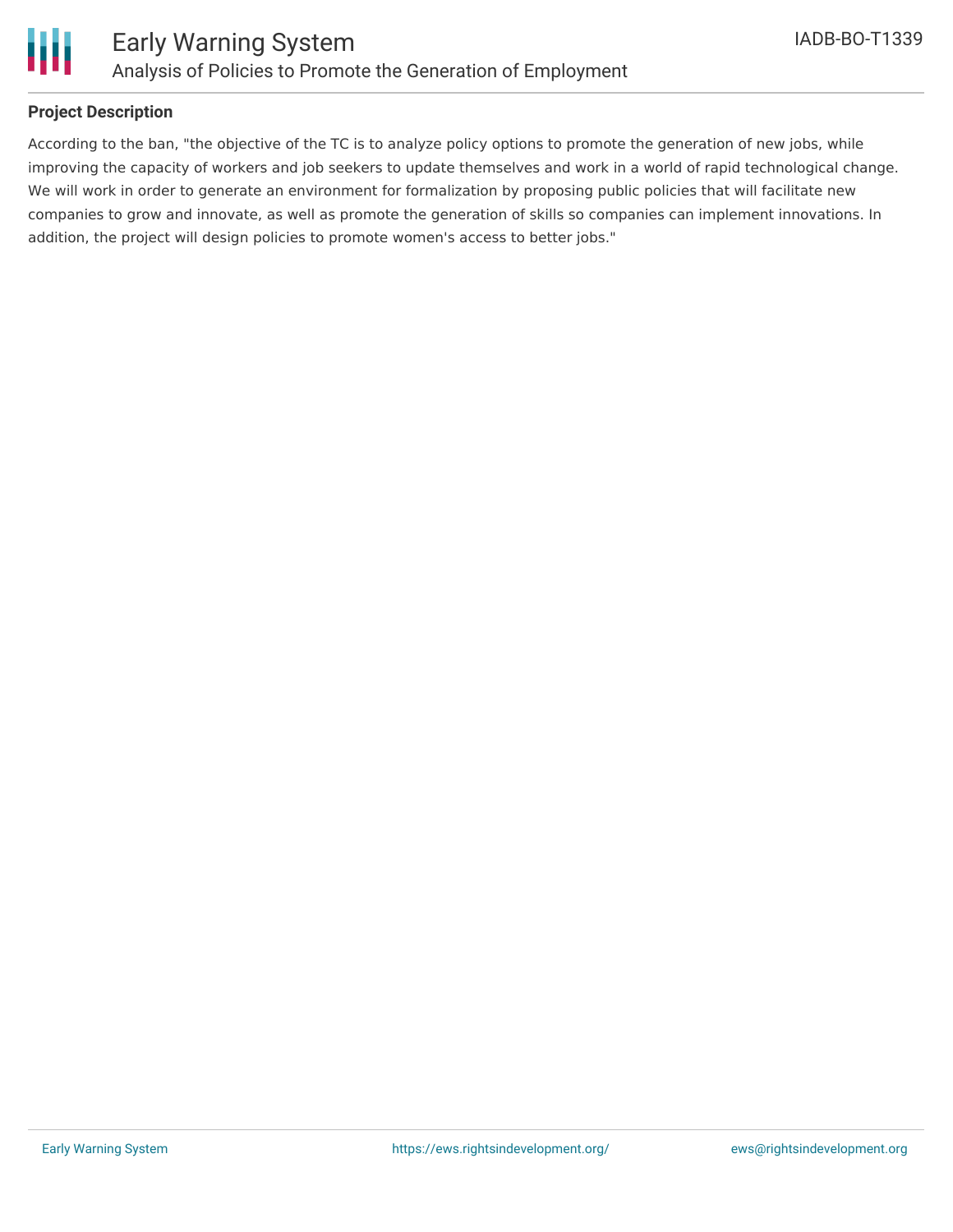## Project Description

According to the ban, "the objective of the TC is to analyze policy options to promote the generation of new jobs, while improving the capacity of workers and job seekers to update themselves and work in a world of rapid technological change. We will work in order to generate an environment for formalization by proposing public policies that will facilitate new companies to grow and innovate, as well as promote the generation of skills so companies can implement innovations. In addition, the project will design policies to promote women's access to better jobs."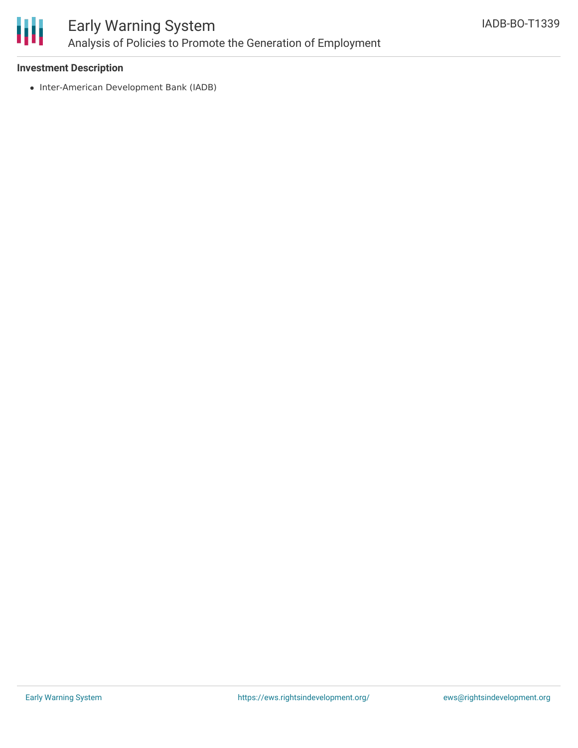### Investment Description

- Inter-American Development Bank (IADB)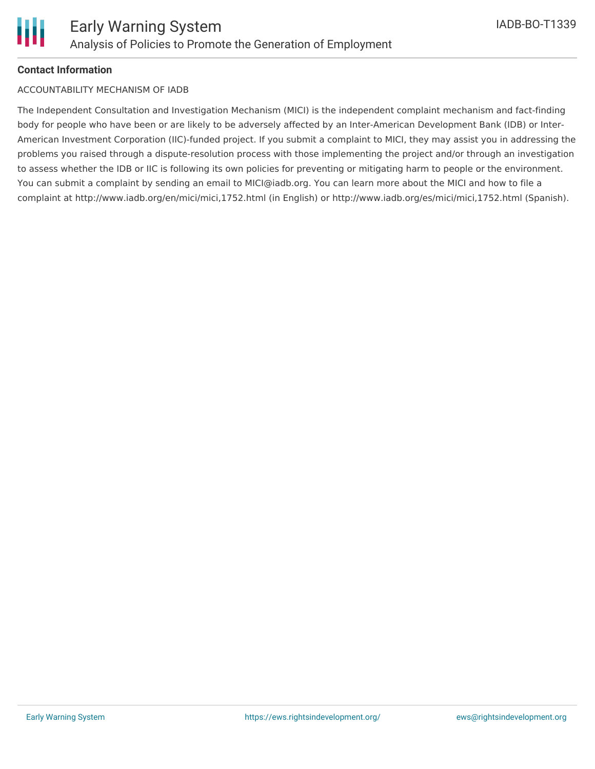**Contact Information**

ACCOUNTABILITY MECHANISM OF IADB

The Independent Consultation and Investigation Mechanism (MICI) is the independent complaint mechanism and fact-finding body for people who have been or are likely to be adversely affected by an Inter-American Development Bank (IDB) or Inter-American Investment Corporation (IIC)-funded project. If you submit a complaint to MICI, they may assist you in addressing the problems you raised through a dispute-resolution process with those implementing the project and/or through an investigation to assess whether the IDB or IIC is following its own policies for preventing or mitigating harm to people or the environment. You can submit a complaint by sending an email to MICI@iadb.org. You can learn more about the MICI and how to file a complaint at http://www.iadb.org/en/mici/mici,1752.html (in English) or http://www.iadb.org/es/mici/mici,1752.html (Spanish).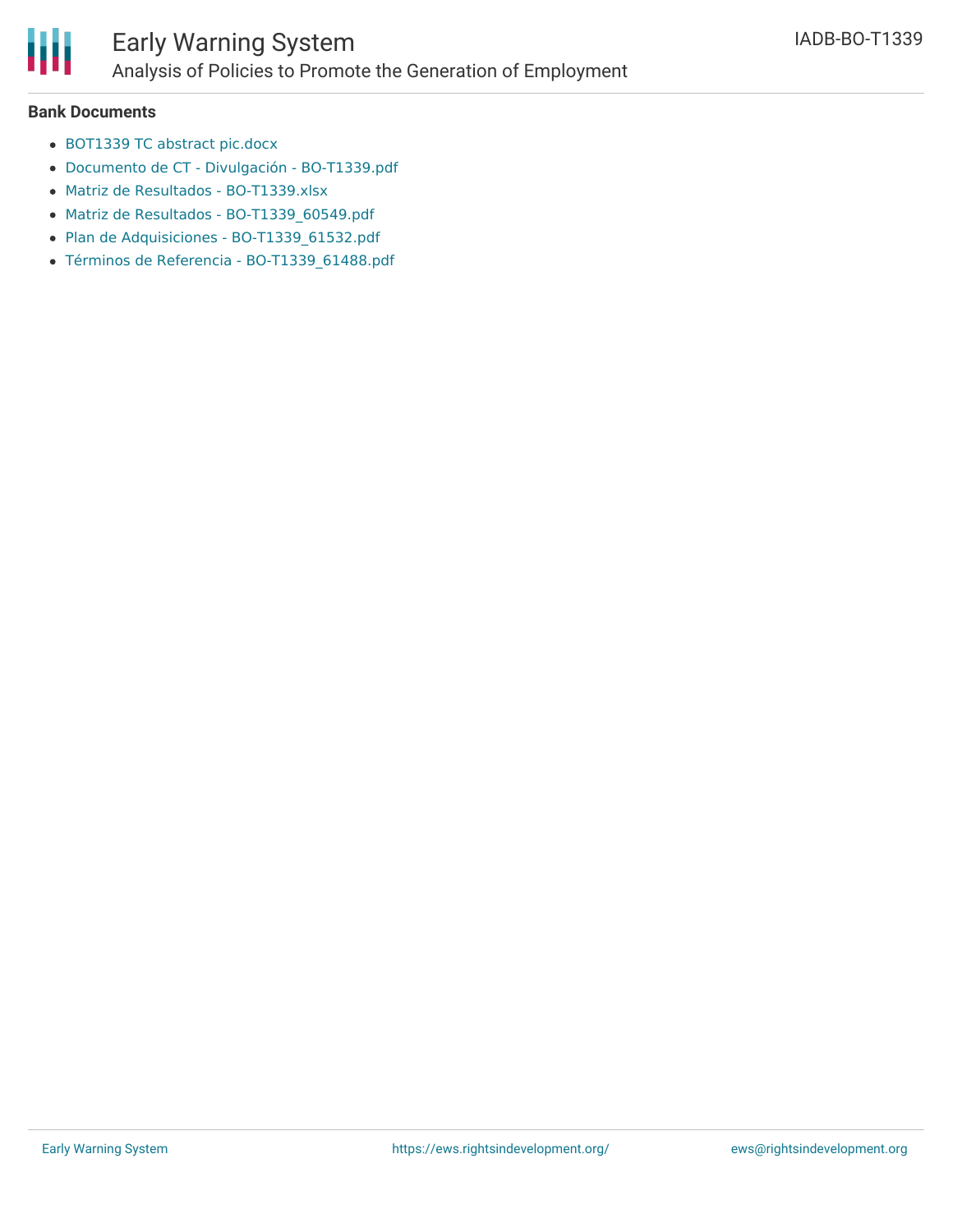**Bank Documents**

- BOT1339 TC abstract pic.docx
- Documento de CT - Divulgación - BO-T1339.pdf
- Matriz de Resultados - BO-T1339.xlsx
- Matriz de Resultados - BO-T1339_60549.pdf
- Plan de Adquisiciones - BO-T1339_61532.pdf
- Términos de Referencia - BO-T1339_61488.pdf